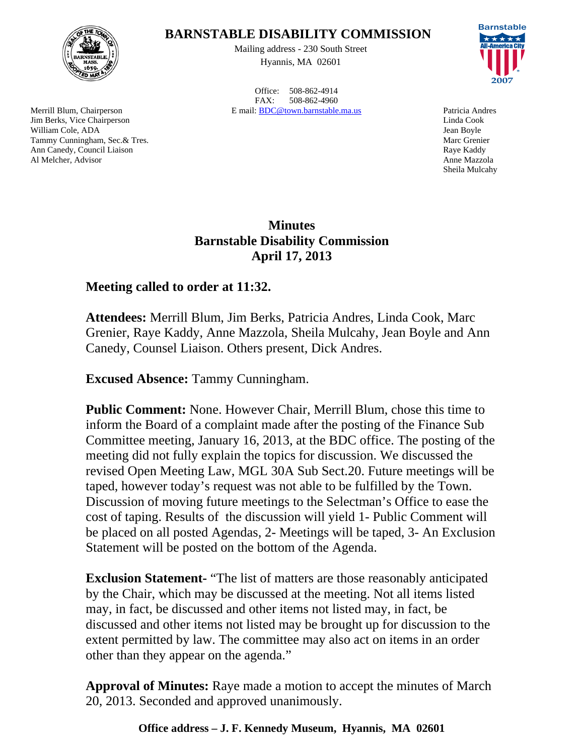# BARNSTABLE DISABILITY COMMISSION

Mailing address - 230 South Street
Hyannis, MA 02601

Office: 508-862-4914
FAX: 508-862-4960
E mail: BDC@town.barnstable.ma.us

Merrill Blum, Chairperson
Jim Berks, Vice Chairperson
William Cole, ADA
Tammy Cunningham, Sec.& Tres.
Ann Canedy, Council Liaison
Al Melcher, Advisor

Patricia Andres
Linda Cook
Jean Boyle
Marc Grenier
Raye Kaddy
Anne Mazzola
Sheila Mulcahy

## Minutes
## Barnstable Disability Commission
## April 17, 2013

**Meeting called to order at 11:32.**

**Attendees:** Merrill Blum, Jim Berks, Patricia Andres, Linda Cook, Marc Grenier, Raye Kaddy, Anne Mazzola, Sheila Mulcahy, Jean Boyle and Ann Canedy, Counsel Liaison. Others present, Dick Andres.

**Excused Absence:** Tammy Cunningham.

**Public Comment:** None. However Chair, Merrill Blum, chose this time to inform the Board of a complaint made after the posting of the Finance Sub Committee meeting, January 16, 2013, at the BDC office. The posting of the meeting did not fully explain the topics for discussion. We discussed the revised Open Meeting Law, MGL 30A Sub Sect.20. Future meetings will be taped, however today's request was not able to be fulfilled by the Town. Discussion of moving future meetings to the Selectman's Office to ease the cost of taping. Results of the discussion will yield 1- Public Comment will be placed on all posted Agendas, 2- Meetings will be taped, 3- An Exclusion Statement will be posted on the bottom of the Agenda.

**Exclusion Statement-** "The list of matters are those reasonably anticipated by the Chair, which may be discussed at the meeting. Not all items listed may, in fact, be discussed and other items not listed may, in fact, be discussed and other items not listed may be brought up for discussion to the extent permitted by law. The committee may also act on items in an order other than they appear on the agenda."

**Approval of Minutes:** Raye made a motion to accept the minutes of March 20, 2013. Seconded and approved unanimously.

**Office address – J. F. Kennedy Museum, Hyannis, MA 02601**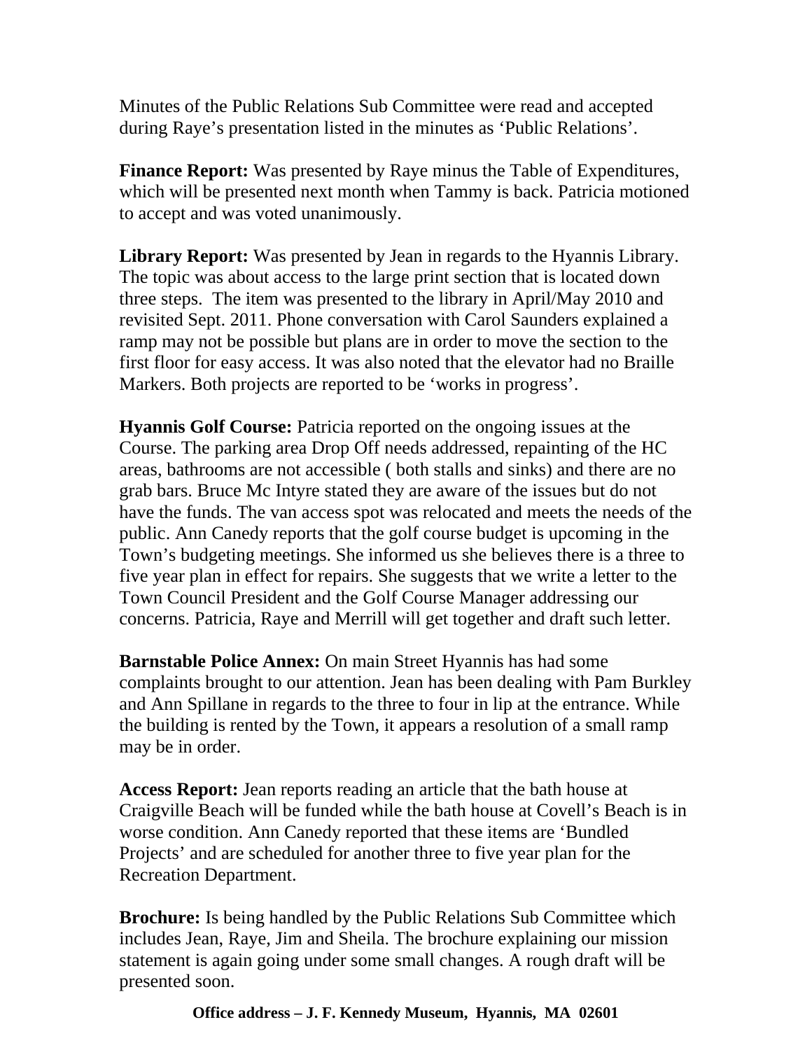Minutes of the Public Relations Sub Committee were read and accepted during Raye's presentation listed in the minutes as 'Public Relations'.

**Finance Report:** Was presented by Raye minus the Table of Expenditures, which will be presented next month when Tammy is back. Patricia motioned to accept and was voted unanimously.

**Library Report:** Was presented by Jean in regards to the Hyannis Library. The topic was about access to the large print section that is located down three steps. The item was presented to the library in April/May 2010 and revisited Sept. 2011. Phone conversation with Carol Saunders explained a ramp may not be possible but plans are in order to move the section to the first floor for easy access. It was also noted that the elevator had no Braille Markers. Both projects are reported to be 'works in progress'.

**Hyannis Golf Course:** Patricia reported on the ongoing issues at the Course. The parking area Drop Off needs addressed, repainting of the HC areas, bathrooms are not accessible ( both stalls and sinks) and there are no grab bars. Bruce Mc Intyre stated they are aware of the issues but do not have the funds. The van access spot was relocated and meets the needs of the public. Ann Canedy reports that the golf course budget is upcoming in the Town's budgeting meetings. She informed us she believes there is a three to five year plan in effect for repairs. She suggests that we write a letter to the Town Council President and the Golf Course Manager addressing our concerns. Patricia, Raye and Merrill will get together and draft such letter.

**Barnstable Police Annex:** On main Street Hyannis has had some complaints brought to our attention. Jean has been dealing with Pam Burkley and Ann Spillane in regards to the three to four in lip at the entrance. While the building is rented by the Town, it appears a resolution of a small ramp may be in order.

**Access Report:** Jean reports reading an article that the bath house at Craigville Beach will be funded while the bath house at Covell's Beach is in worse condition. Ann Canedy reported that these items are 'Bundled Projects' and are scheduled for another three to five year plan for the Recreation Department.

**Brochure:** Is being handled by the Public Relations Sub Committee which includes Jean, Raye, Jim and Sheila. The brochure explaining our mission statement is again going under some small changes. A rough draft will be presented soon.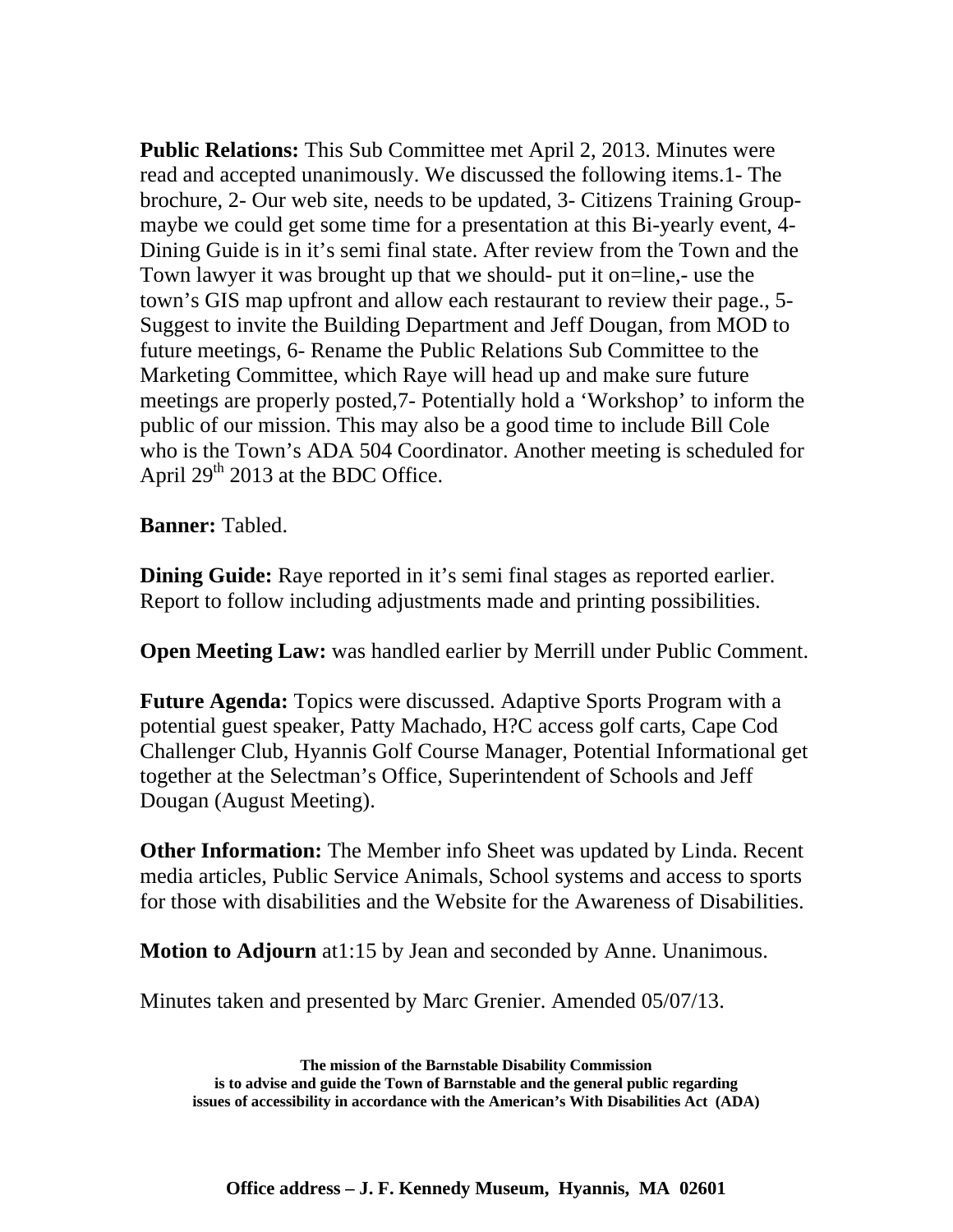**Public Relations:** This Sub Committee met April 2, 2013. Minutes were read and accepted unanimously. We discussed the following items.1- The brochure, 2- Our web site, needs to be updated, 3- Citizens Training Group- maybe we could get some time for a presentation at this Bi-yearly event, 4- Dining Guide is in it's semi final state. After review from the Town and the Town lawyer it was brought up that we should- put it on=line,- use the town's GIS map upfront and allow each restaurant to review their page., 5- Suggest to invite the Building Department and Jeff Dougan, from MOD to future meetings, 6- Rename the Public Relations Sub Committee to the Marketing Committee, which Raye will head up and make sure future meetings are properly posted,7- Potentially hold a 'Workshop' to inform the public of our mission. This may also be a good time to include Bill Cole who is the Town's ADA 504 Coordinator. Another meeting is scheduled for April 29th 2013 at the BDC Office.

**Banner:** Tabled.

**Dining Guide:** Raye reported in it's semi final stages as reported earlier. Report to follow including adjustments made and printing possibilities.

**Open Meeting Law:** was handled earlier by Merrill under Public Comment.

**Future Agenda:** Topics were discussed. Adaptive Sports Program with a potential guest speaker, Patty Machado, H?C access golf carts, Cape Cod Challenger Club, Hyannis Golf Course Manager, Potential Informational get together at the Selectman's Office, Superintendent of Schools and Jeff Dougan (August Meeting).

**Other Information:** The Member info Sheet was updated by Linda. Recent media articles, Public Service Animals, School systems and access to sports for those with disabilities and the Website for the Awareness of Disabilities.

**Motion to Adjourn** at1:15 by Jean and seconded by Anne. Unanimous.

Minutes taken and presented by Marc Grenier. Amended 05/07/13.

**The mission of the Barnstable Disability Commission is to advise and guide the Town of Barnstable and the general public regarding issues of accessibility in accordance with the American's With Disabilities Act (ADA)**

**Office address – J. F. Kennedy Museum, Hyannis, MA 02601**